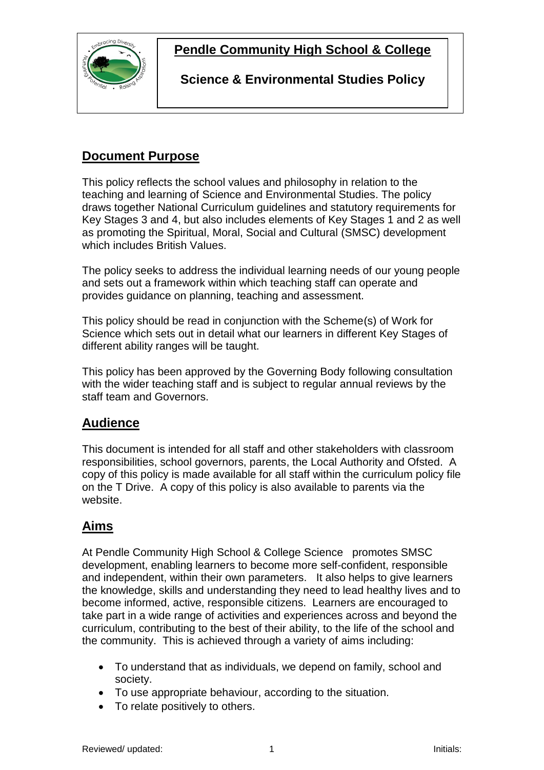# Pendle Community High School & College

## Science & Environmental Studies Policy

## Document Purpose

This policy reflects the school values and philosophy in relation to the teaching and learning of Science and Environmental Studies. The policy draws together National Curriculum guidelines and statutory requirements for Key Stages 3 and 4, but also includes elements of Key Stages 1 and 2 as well as promoting the Spiritual, Moral, Social and Cultural (SMSC) development which includes British Values.

The policy seeks to address the individual learning needs of our young people and sets out a framework within which teaching staff can operate and provides guidance on planning, teaching and assessment.

This policy should be read in conjunction with the Scheme(s) of Work for Science which sets out in detail what our learners in different Key Stages of different ability ranges will be taught.

This policy has been approved by the Governing Body following consultation with the wider teaching staff and is subject to regular annual reviews by the staff team and Governors.

## Audience

This document is intended for all staff and other stakeholders with classroom responsibilities, school governors, parents, the Local Authority and Ofsted. A copy of this policy is made available for all staff within the curriculum policy file on the T Drive. A copy of this policy is also available to parents via the website.

## Aims

At Pendle Community High School & College Science promotes SMSC development, enabling learners to become more self-confident, responsible and independent, within their own parameters. It also helps to give learners the knowledge, skills and understanding they need to lead healthy lives and to become informed, active, responsible citizens. Learners are encouraged to take part in a wide range of activities and experiences across and beyond the curriculum, contributing to the best of their ability, to the life of the school and the community. This is achieved through a variety of aims including:

- To understand that as individuals, we depend on family, school and society.
- To use appropriate behaviour, according to the situation.
- To relate positively to others.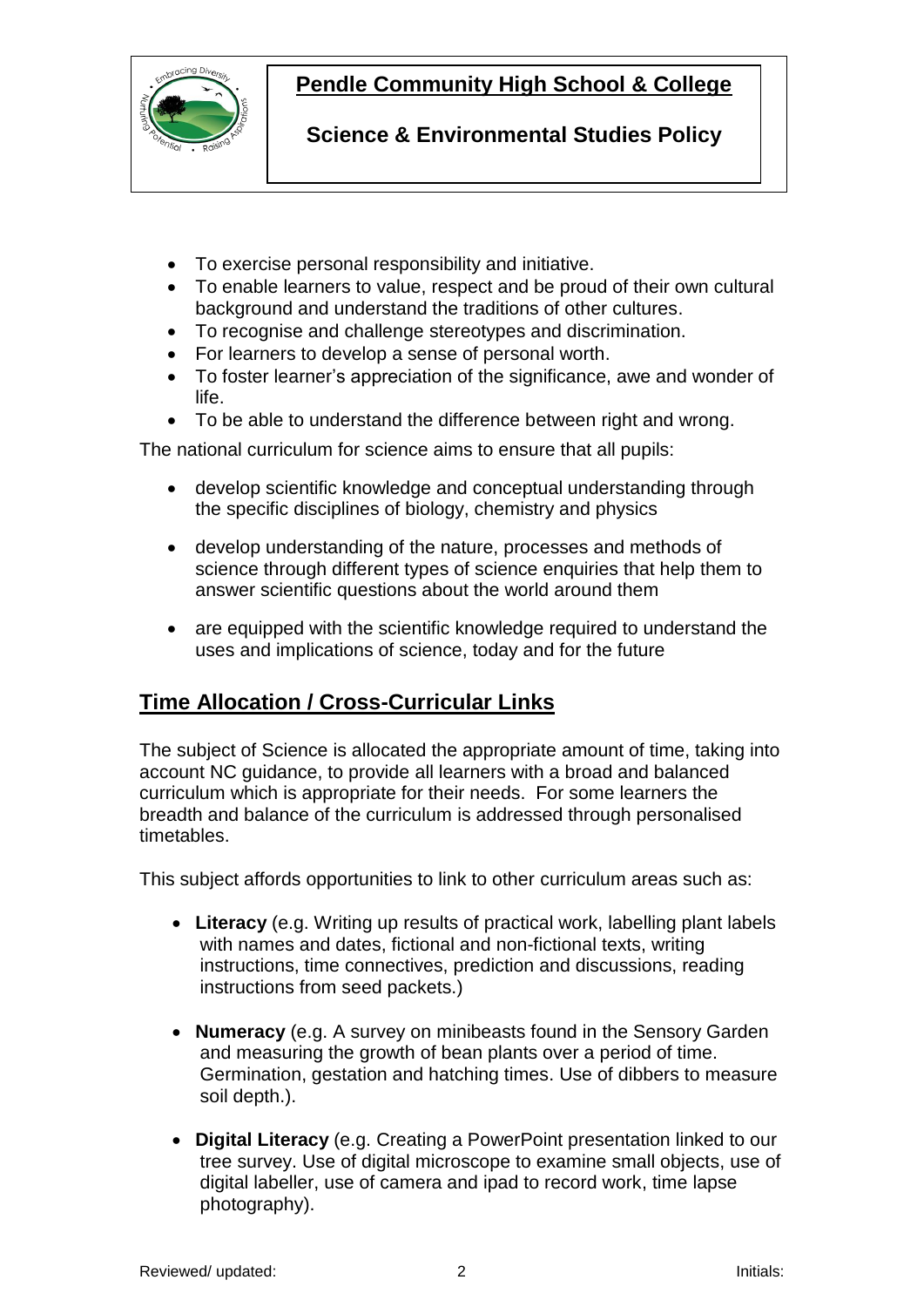- To exercise personal responsibility and initiative.
- To enable learners to value, respect and be proud of their own cultural background and understand the traditions of other cultures.
- To recognise and challenge stereotypes and discrimination.
- For learners to develop a sense of personal worth.
- To foster learner's appreciation of the significance, awe and wonder of life.
- To be able to understand the difference between right and wrong.

The national curriculum for science aims to ensure that all pupils:

- develop scientific knowledge and conceptual understanding through the specific disciplines of biology, chemistry and physics
- develop understanding of the nature, processes and methods of science through different types of science enquiries that help them to answer scientific questions about the world around them
- are equipped with the scientific knowledge required to understand the uses and implications of science, today and for the future

## Time Allocation / Cross-Curricular Links

The subject of Science is allocated the appropriate amount of time, taking into account NC guidance, to provide all learners with a broad and balanced curriculum which is appropriate for their needs. For some learners the breadth and balance of the curriculum is addressed through personalised timetables.

This subject affords opportunities to link to other curriculum areas such as:

- **Literacy** (e.g. Writing up results of practical work, labelling plant labels with names and dates, fictional and non-fictional texts, writing instructions, time connectives, prediction and discussions, reading instructions from seed packets.)
- **Numeracy** (e.g. A survey on minibeasts found in the Sensory Garden and measuring the growth of bean plants over a period of time. Germination, gestation and hatching times. Use of dibbers to measure soil depth.).
- **Digital Literacy** (e.g. Creating a PowerPoint presentation linked to our tree survey. Use of digital microscope to examine small objects, use of digital labeller, use of camera and ipad to record work, time lapse photography).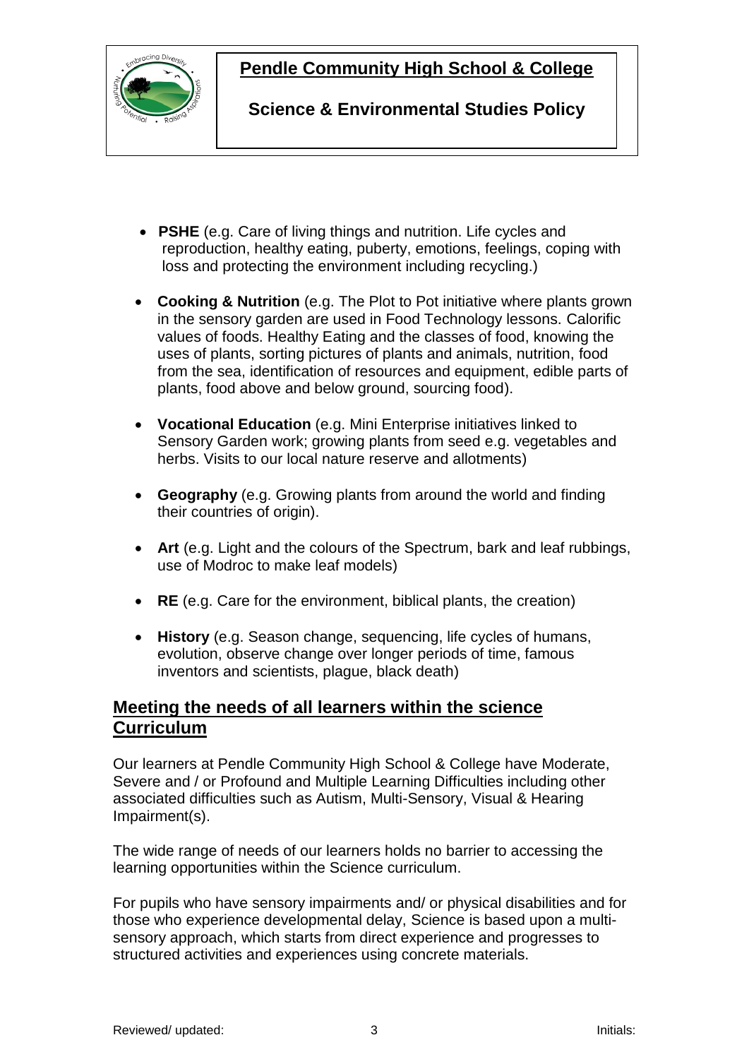- **PSHE** (e.g. Care of living things and nutrition. Life cycles and reproduction, healthy eating, puberty, emotions, feelings, coping with loss and protecting the environment including recycling.)
- **Cooking & Nutrition** (e.g. The Plot to Pot initiative where plants grown in the sensory garden are used in Food Technology lessons. Calorific values of foods. Healthy Eating and the classes of food, knowing the uses of plants, sorting pictures of plants and animals, nutrition, food from the sea, identification of resources and equipment, edible parts of plants, food above and below ground, sourcing food).
- **Vocational Education** (e.g. Mini Enterprise initiatives linked to Sensory Garden work; growing plants from seed e.g. vegetables and herbs. Visits to our local nature reserve and allotments)
- **Geography** (e.g. Growing plants from around the world and finding their countries of origin).
- **Art** (e.g. Light and the colours of the Spectrum, bark and leaf rubbings, use of Modroc to make leaf models)
- **RE** (e.g. Care for the environment, biblical plants, the creation)
- **History** (e.g. Season change, sequencing, life cycles of humans, evolution, observe change over longer periods of time, famous inventors and scientists, plague, black death)

## Meeting the needs of all learners within the science Curriculum

Our learners at Pendle Community High School & College have Moderate, Severe and / or Profound and Multiple Learning Difficulties including other associated difficulties such as Autism, Multi-Sensory, Visual & Hearing Impairment(s).

The wide range of needs of our learners holds no barrier to accessing the learning opportunities within the Science curriculum.

For pupils who have sensory impairments and/ or physical disabilities and for those who experience developmental delay, Science is based upon a multi-sensory approach, which starts from direct experience and progresses to structured activities and experiences using concrete materials.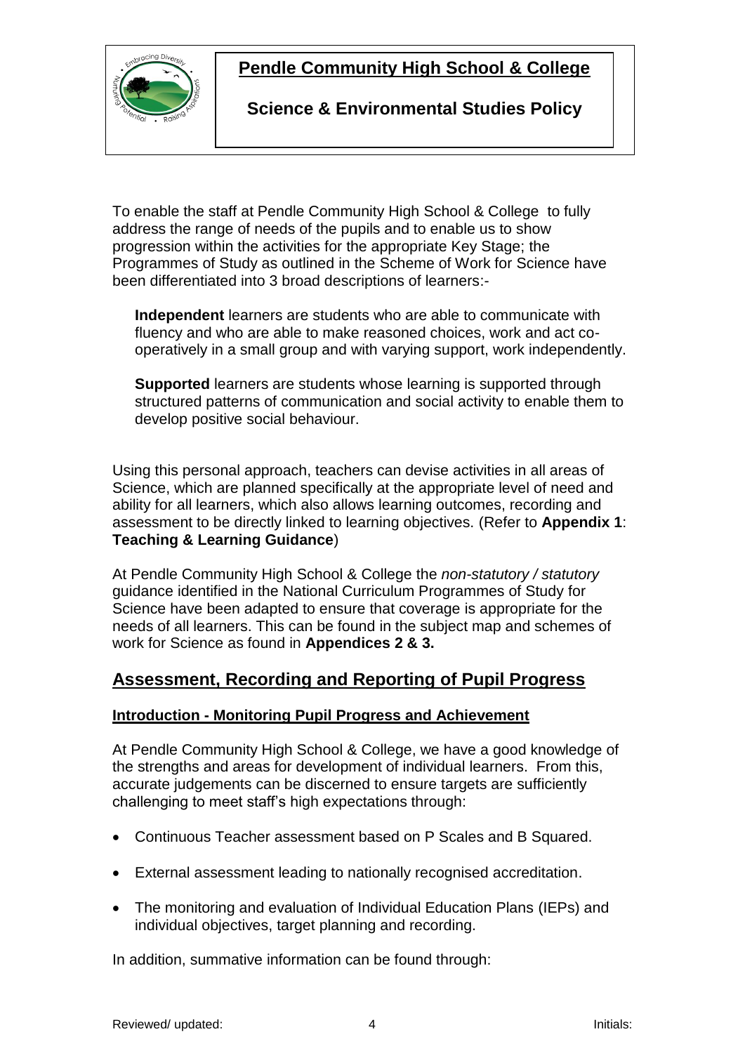# Pendle Community High School & College

## Science & Environmental Studies Policy

To enable the staff at Pendle Community High School & College to fully address the range of needs of the pupils and to enable us to show progression within the activities for the appropriate Key Stage; the Programmes of Study as outlined in the Scheme of Work for Science have been differentiated into 3 broad descriptions of learners:-

> **Independent** learners are students who are able to communicate with fluency and who are able to make reasoned choices, work and act co-operatively in a small group and with varying support, work independently.
>
> **Supported** learners are students whose learning is supported through structured patterns of communication and social activity to enable them to develop positive social behaviour.

Using this personal approach, teachers can devise activities in all areas of Science, which are planned specifically at the appropriate level of need and ability for all learners, which also allows learning outcomes, recording and assessment to be directly linked to learning objectives. (Refer to **Appendix 1**: **Teaching & Learning Guidance**)

At Pendle Community High School & College the *non-statutory / statutory* guidance identified in the National Curriculum Programmes of Study for Science have been adapted to ensure that coverage is appropriate for the needs of all learners. This can be found in the subject map and schemes of work for Science as found in **Appendices 2 & 3.**

## Assessment, Recording and Reporting of Pupil Progress

### Introduction - Monitoring Pupil Progress and Achievement

At Pendle Community High School & College, we have a good knowledge of the strengths and areas for development of individual learners. From this, accurate judgements can be discerned to ensure targets are sufficiently challenging to meet staff's high expectations through:

- Continuous Teacher assessment based on P Scales and B Squared.
- External assessment leading to nationally recognised accreditation.
- The monitoring and evaluation of Individual Education Plans (IEPs) and individual objectives, target planning and recording.

In addition, summative information can be found through: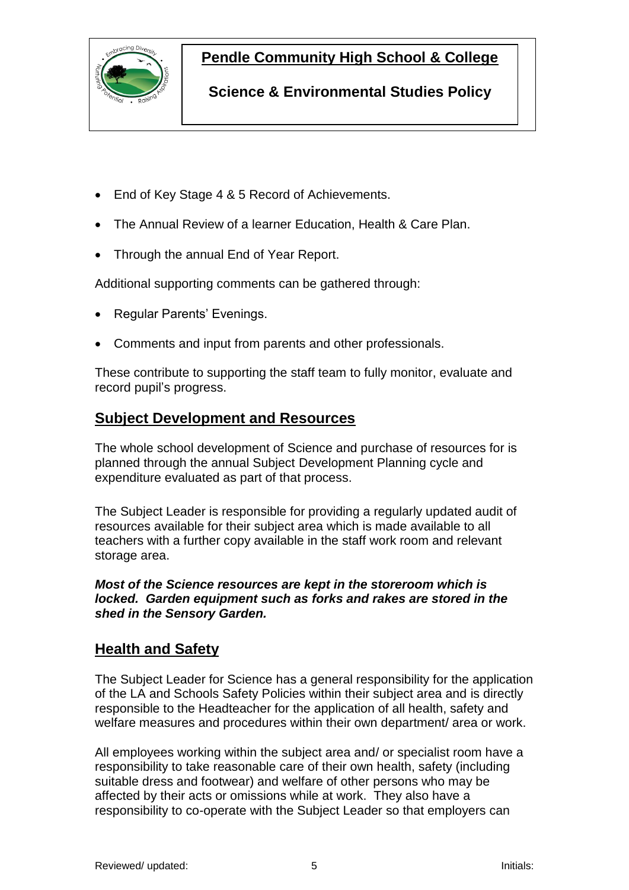- End of Key Stage 4 & 5 Record of Achievements.
- The Annual Review of a learner Education, Health & Care Plan.
- Through the annual End of Year Report.

Additional supporting comments can be gathered through:

- Regular Parents' Evenings.
- Comments and input from parents and other professionals.

These contribute to supporting the staff team to fully monitor, evaluate and record pupil's progress.

## Subject Development and Resources

The whole school development of Science and purchase of resources for is planned through the annual Subject Development Planning cycle and expenditure evaluated as part of that process.

The Subject Leader is responsible for providing a regularly updated audit of resources available for their subject area which is made available to all teachers with a further copy available in the staff work room and relevant storage area.

***Most of the Science resources are kept in the storeroom which is locked. Garden equipment such as forks and rakes are stored in the shed in the Sensory Garden.***

## Health and Safety

The Subject Leader for Science has a general responsibility for the application of the LA and Schools Safety Policies within their subject area and is directly responsible to the Headteacher for the application of all health, safety and welfare measures and procedures within their own department/ area or work.

All employees working within the subject area and/ or specialist room have a responsibility to take reasonable care of their own health, safety (including suitable dress and footwear) and welfare of other persons who may be affected by their acts or omissions while at work. They also have a responsibility to co-operate with the Subject Leader so that employers can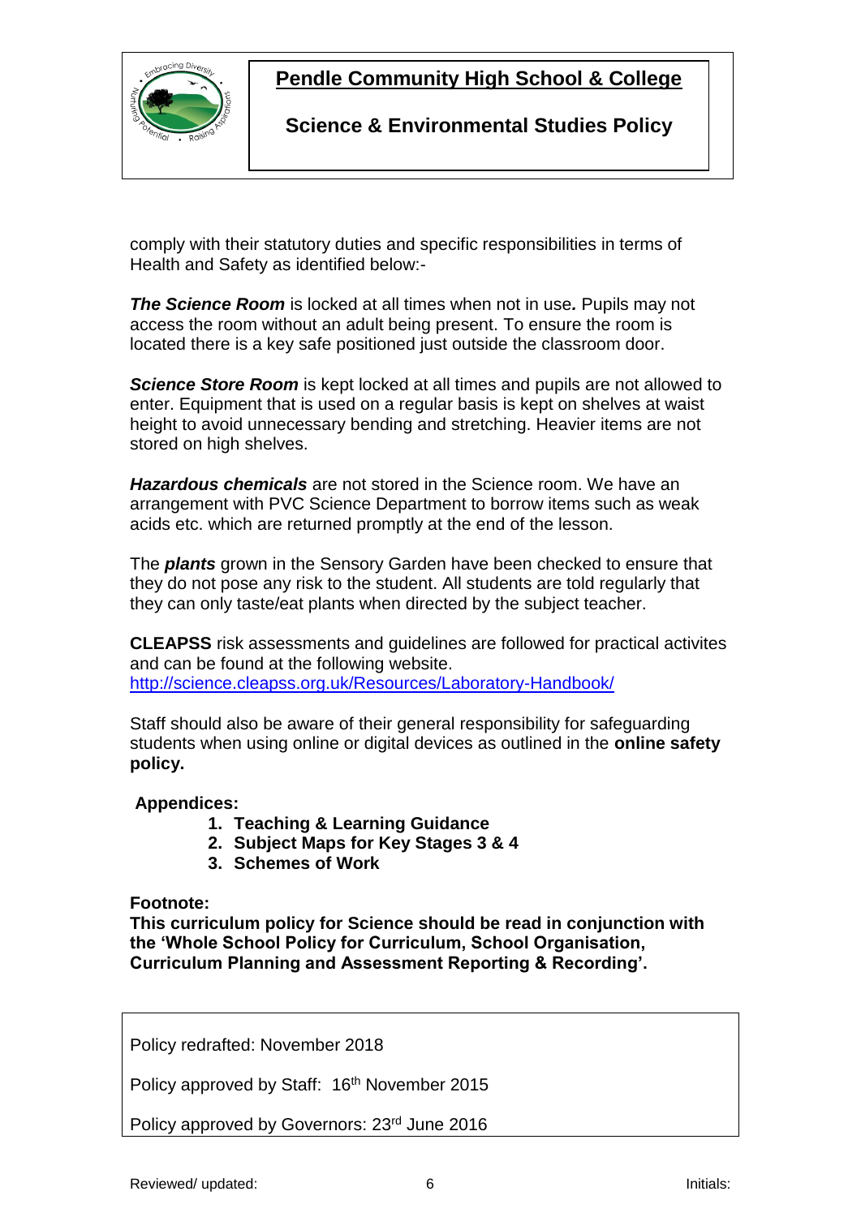comply with their statutory duties and specific responsibilities in terms of Health and Safety as identified below:-

***The Science Room*** is locked at all times when not in use***.*** Pupils may not access the room without an adult being present. To ensure the room is located there is a key safe positioned just outside the classroom door.

***Science Store Room*** is kept locked at all times and pupils are not allowed to enter. Equipment that is used on a regular basis is kept on shelves at waist height to avoid unnecessary bending and stretching. Heavier items are not stored on high shelves.

***Hazardous chemicals*** are not stored in the Science room. We have an arrangement with PVC Science Department to borrow items such as weak acids etc. which are returned promptly at the end of the lesson.

The ***plants*** grown in the Sensory Garden have been checked to ensure that they do not pose any risk to the student. All students are told regularly that they can only taste/eat plants when directed by the subject teacher.

**CLEAPSS** risk assessments and guidelines are followed for practical activites and can be found at the following website.
http://science.cleapss.org.uk/Resources/Laboratory-Handbook/

Staff should also be aware of their general responsibility for safeguarding students when using online or digital devices as outlined in the **online safety policy.**

**Appendices:**

1. **Teaching & Learning Guidance**
2. **Subject Maps for Key Stages 3 & 4**
3. **Schemes of Work**

**Footnote:**
**This curriculum policy for Science should be read in conjunction with the 'Whole School Policy for Curriculum, School Organisation, Curriculum Planning and Assessment Reporting & Recording'.**

Policy redrafted: November 2018

Policy approved by Staff: 16th November 2015

Policy approved by Governors: 23rd June 2016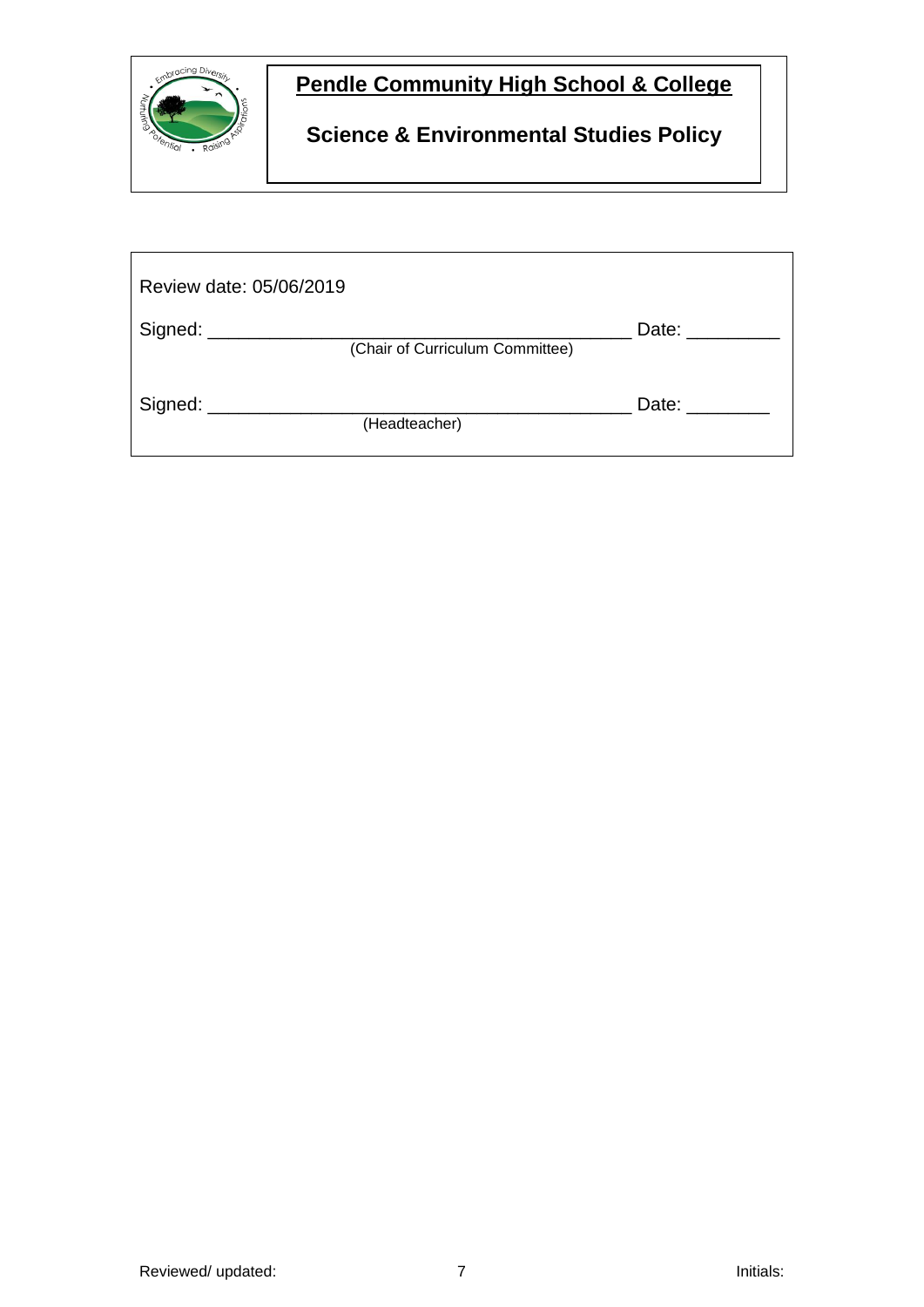**Pendle Community High School & College**

**Science & Environmental Studies Policy**

Review date: 05/06/2019

Signed: ________________________________________ Date: _________
(Chair of Curriculum Committee)

Signed: ________________________________________ Date: ________
(Headteacher)

Reviewed/ updated: Initials: